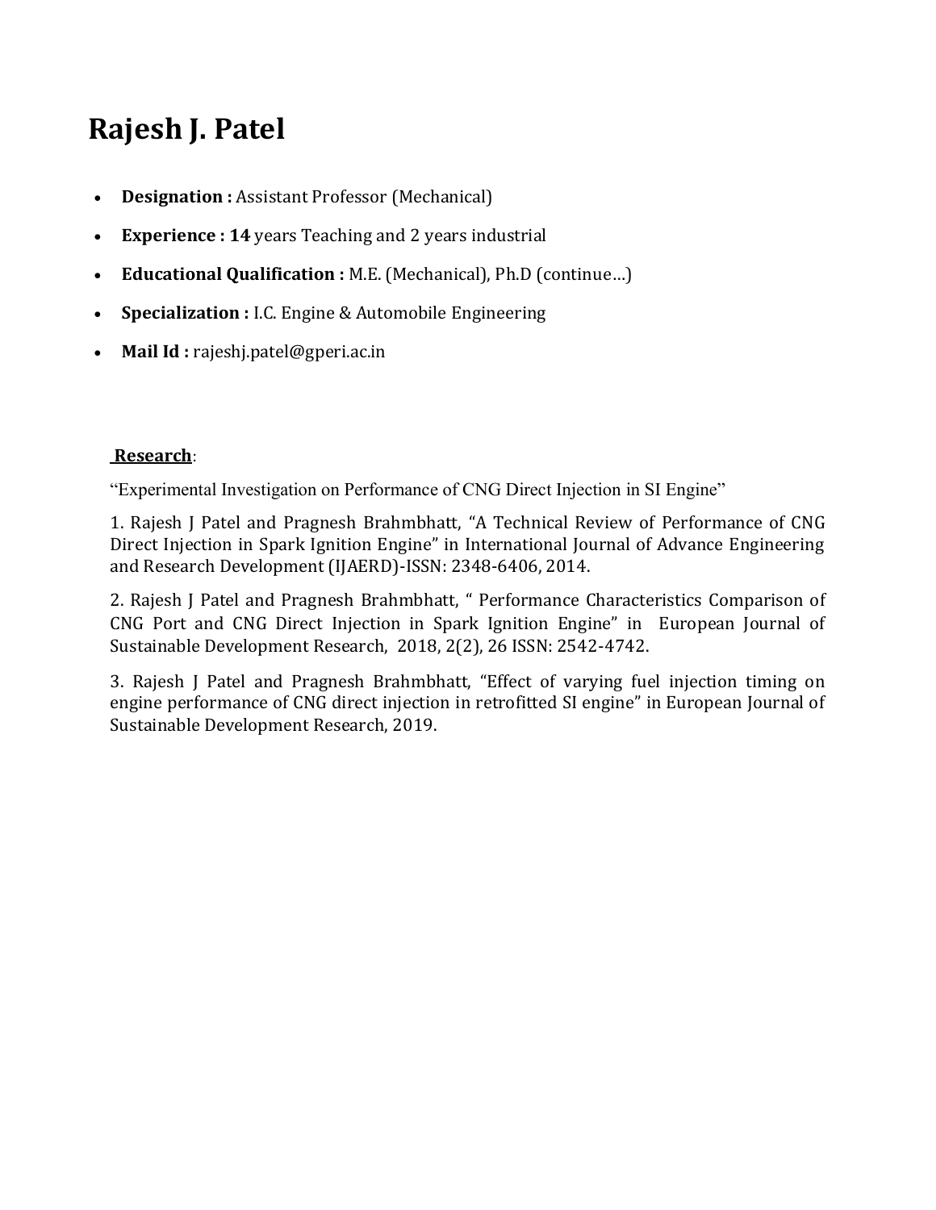# Rajesh J. Patel

- **Designation :** Assistant Professor (Mechanical)
- **Experience : 14** years Teaching and 2 years industrial
- **Educational Qualification :** M.E. (Mechanical), Ph.D (continue…)
- **Specialization :** I.C. Engine & Automobile Engineering
- **Mail Id :** rajeshj.patel@gperi.ac.in

**Research**:

"Experimental Investigation on Performance of CNG Direct Injection in SI Engine"

1. Rajesh J Patel and Pragnesh Brahmbhatt, "A Technical Review of Performance of CNG Direct Injection in Spark Ignition Engine" in International Journal of Advance Engineering and Research Development (IJAERD)-ISSN: 2348-6406, 2014.

2. Rajesh J Patel and Pragnesh Brahmbhatt, " Performance Characteristics Comparison of CNG Port and CNG Direct Injection in Spark Ignition Engine" in European Journal of Sustainable Development Research, 2018, 2(2), 26 ISSN: 2542-4742.

3. Rajesh J Patel and Pragnesh Brahmbhatt, "Effect of varying fuel injection timing on engine performance of CNG direct injection in retrofitted SI engine" in European Journal of Sustainable Development Research, 2019.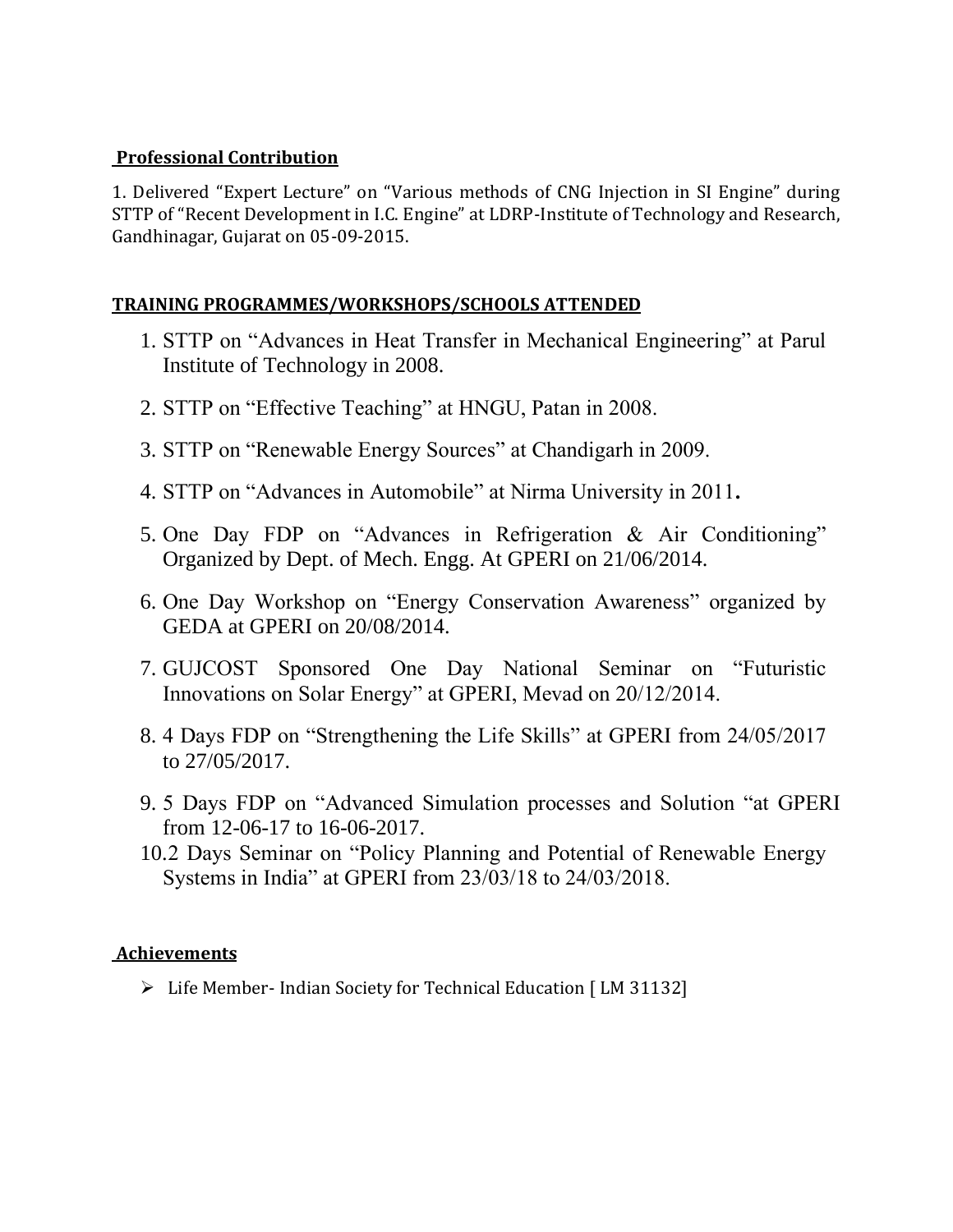## Professional Contribution

1. Delivered "Expert Lecture" on "Various methods of CNG Injection in SI Engine" during STTP of "Recent Development in I.C. Engine" at LDRP-Institute of Technology and Research, Gandhinagar, Gujarat on 05-09-2015.

## TRAINING PROGRAMMES/WORKSHOPS/SCHOOLS ATTENDED

1. STTP on "Advances in Heat Transfer in Mechanical Engineering" at Parul Institute of Technology in 2008.
2. STTP on "Effective Teaching" at HNGU, Patan in 2008.
3. STTP on "Renewable Energy Sources" at Chandigarh in 2009.
4. STTP on "Advances in Automobile" at Nirma University in 2011**.**
5. One Day FDP on "Advances in Refrigeration & Air Conditioning" Organized by Dept. of Mech. Engg. At GPERI on 21/06/2014.
6. One Day Workshop on "Energy Conservation Awareness" organized by GEDA at GPERI on 20/08/2014.
7. GUJCOST Sponsored One Day National Seminar on "Futuristic Innovations on Solar Energy" at GPERI, Mevad on 20/12/2014.
8. 4 Days FDP on "Strengthening the Life Skills" at GPERI from 24/05/2017 to 27/05/2017.
9. 5 Days FDP on "Advanced Simulation processes and Solution "at GPERI from 12-06-17 to 16-06-2017.
10. 2 Days Seminar on "Policy Planning and Potential of Renewable Energy Systems in India" at GPERI from 23/03/18 to 24/03/2018.

## Achievements

- Life Member- Indian Society for Technical Education [ LM 31132]